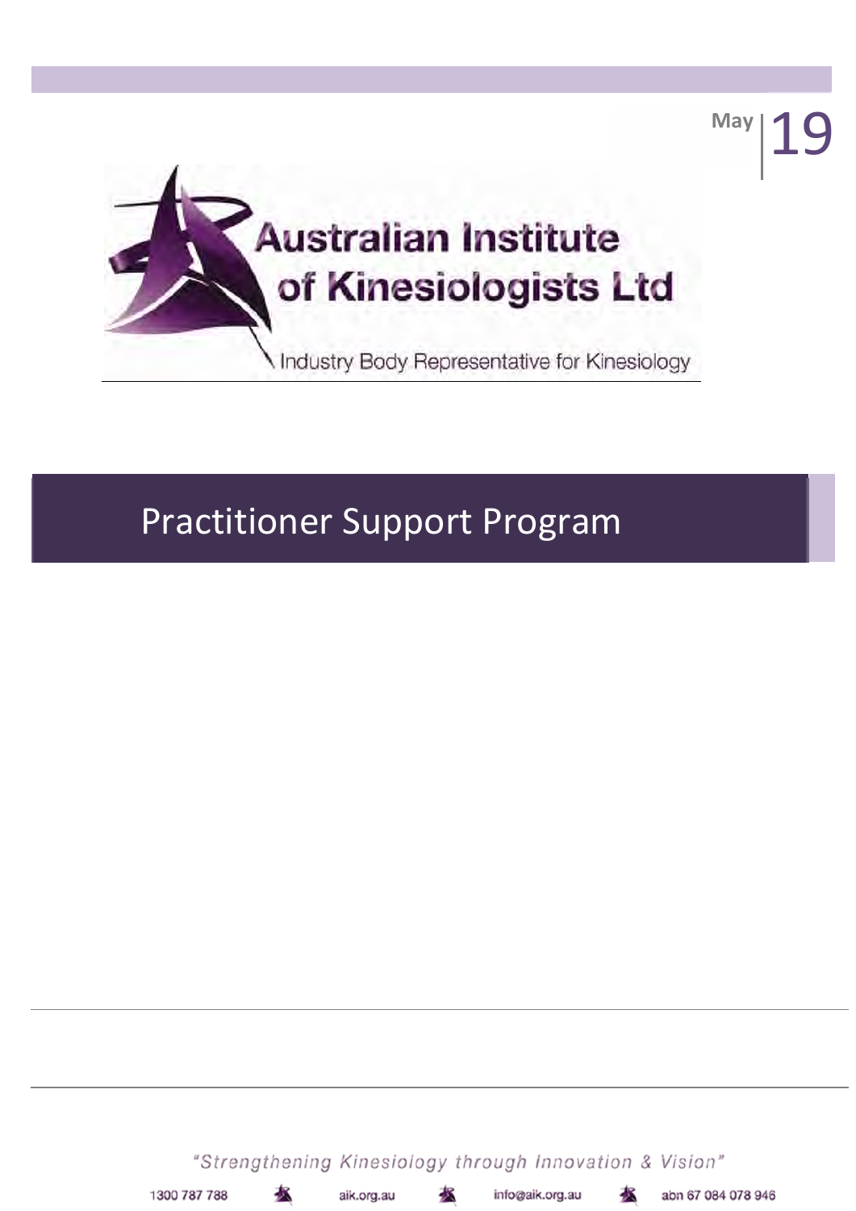May | 19

Australian Institute of Kinesiologists Ltd

Industry Body Representative for Kinesiology

# Practitioner Support Program

*"Strengthening Kinesiology through Innovation & Vision"*

1300 787 788 | aik.org.au | info@aik.org.au | abn 67 084 078 946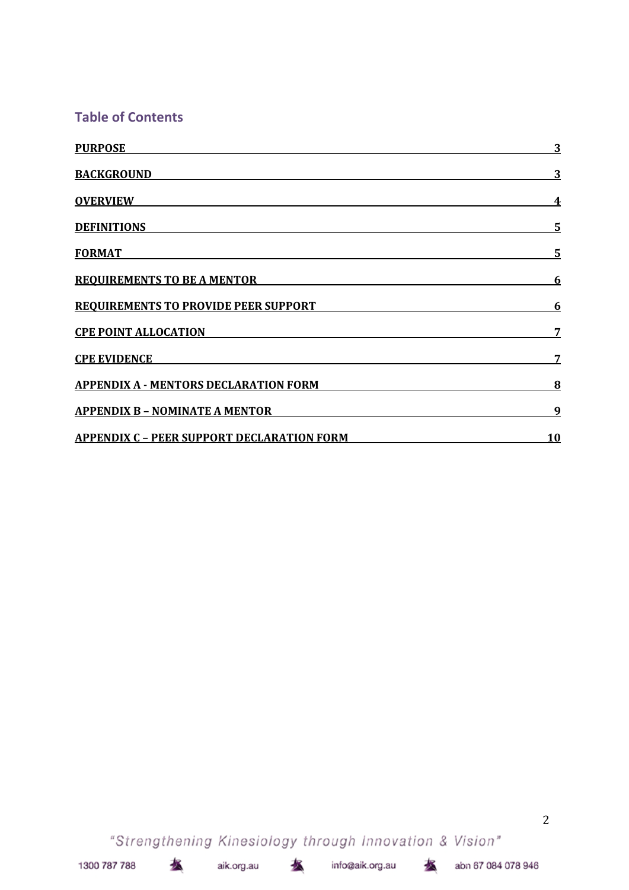## Table of Contents

| | |
|---|---|
| **PURPOSE** | **3** |
| **BACKGROUND** | **3** |
| **OVERVIEW** | **4** |
| **DEFINITIONS** | **5** |
| **FORMAT** | **5** |
| **REQUIREMENTS TO BE A MENTOR** | **6** |
| **REQUIREMENTS TO PROVIDE PEER SUPPORT** | **6** |
| **CPE POINT ALLOCATION** | **7** |
| **CPE EVIDENCE** | **7** |
| **APPENDIX A - MENTORS DECLARATION FORM** | **8** |
| **APPENDIX B – NOMINATE A MENTOR** | **9** |
| **APPENDIX C – PEER SUPPORT DECLARATION FORM** | **10** |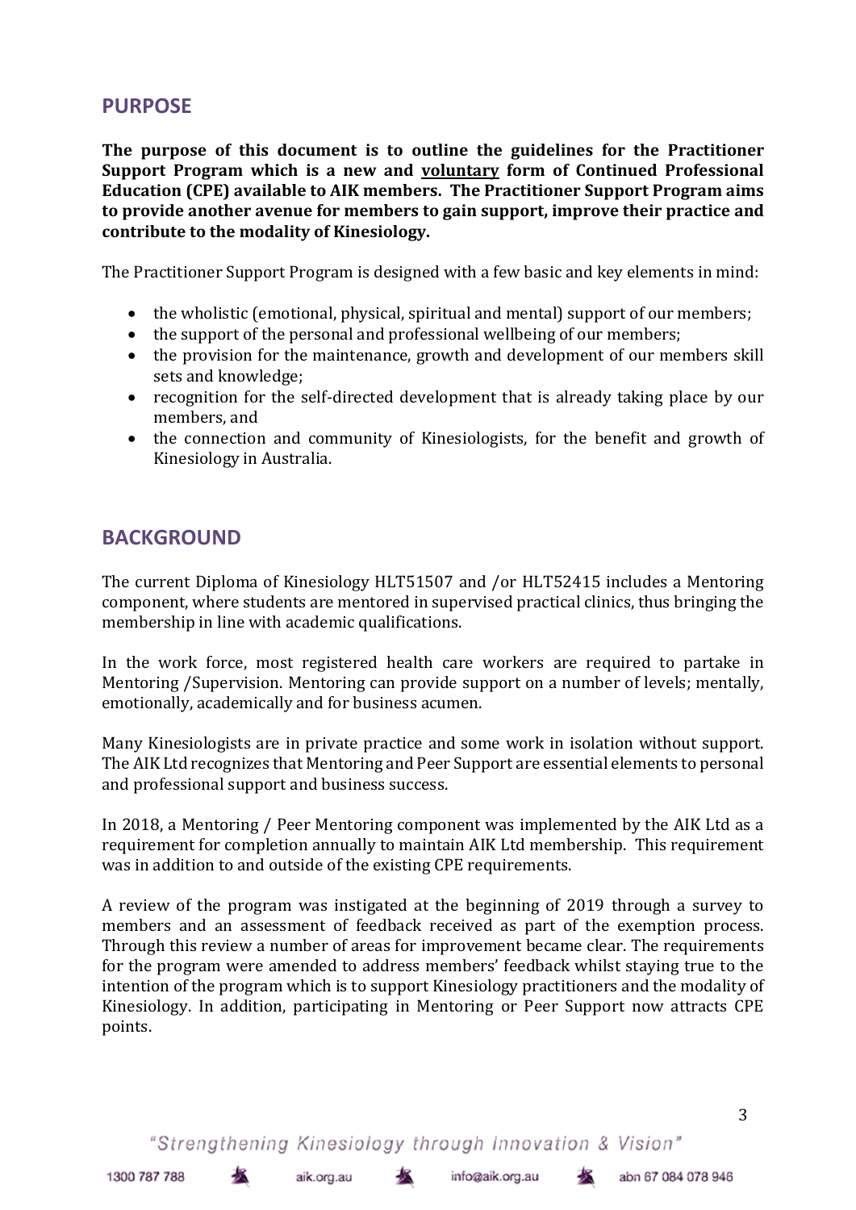## PURPOSE

**The purpose of this document is to outline the guidelines for the Practitioner Support Program which is a new and <u>voluntary</u> form of Continued Professional Education (CPE) available to AIK members. The Practitioner Support Program aims to provide another avenue for members to gain support, improve their practice and contribute to the modality of Kinesiology.**

The Practitioner Support Program is designed with a few basic and key elements in mind:

- the wholistic (emotional, physical, spiritual and mental) support of our members;
- the support of the personal and professional wellbeing of our members;
- the provision for the maintenance, growth and development of our members skill sets and knowledge;
- recognition for the self-directed development that is already taking place by our members, and
- the connection and community of Kinesiologists, for the benefit and growth of Kinesiology in Australia.

## BACKGROUND

The current Diploma of Kinesiology HLT51507 and /or HLT52415 includes a Mentoring component, where students are mentored in supervised practical clinics, thus bringing the membership in line with academic qualifications.

In the work force, most registered health care workers are required to partake in Mentoring /Supervision. Mentoring can provide support on a number of levels; mentally, emotionally, academically and for business acumen.

Many Kinesiologists are in private practice and some work in isolation without support. The AIK Ltd recognizes that Mentoring and Peer Support are essential elements to personal and professional support and business success.

In 2018, a Mentoring / Peer Mentoring component was implemented by the AIK Ltd as a requirement for completion annually to maintain AIK Ltd membership. This requirement was in addition to and outside of the existing CPE requirements.

A review of the program was instigated at the beginning of 2019 through a survey to members and an assessment of feedback received as part of the exemption process. Through this review a number of areas for improvement became clear. The requirements for the program were amended to address members' feedback whilst staying true to the intention of the program which is to support Kinesiology practitioners and the modality of Kinesiology. In addition, participating in Mentoring or Peer Support now attracts CPE points.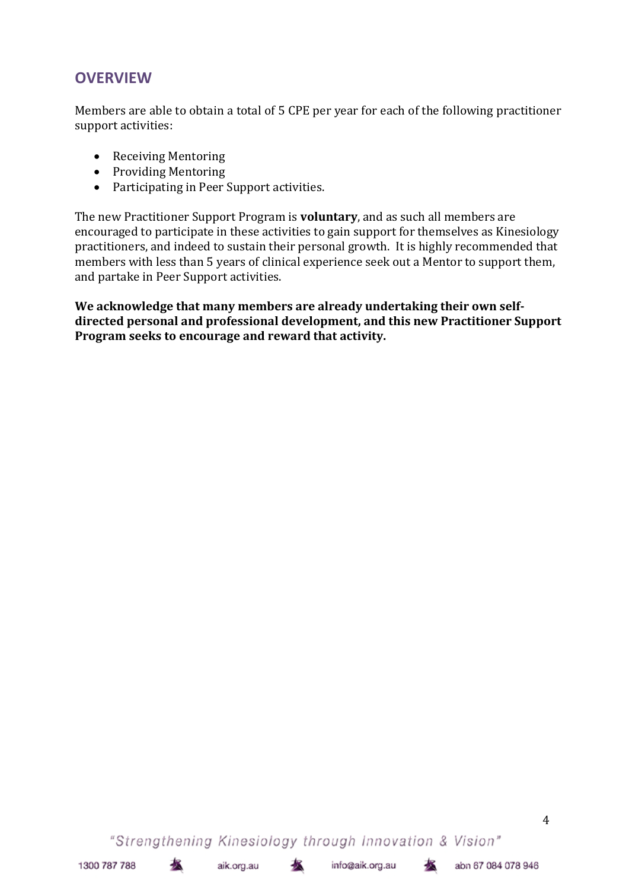## OVERVIEW

Members are able to obtain a total of 5 CPE per year for each of the following practitioner support activities:

- Receiving Mentoring
- Providing Mentoring
- Participating in Peer Support activities.

The new Practitioner Support Program is **voluntary**, and as such all members are encouraged to participate in these activities to gain support for themselves as Kinesiology practitioners, and indeed to sustain their personal growth. It is highly recommended that members with less than 5 years of clinical experience seek out a Mentor to support them, and partake in Peer Support activities.

**We acknowledge that many members are already undertaking their own self-directed personal and professional development, and this new Practitioner Support Program seeks to encourage and reward that activity.**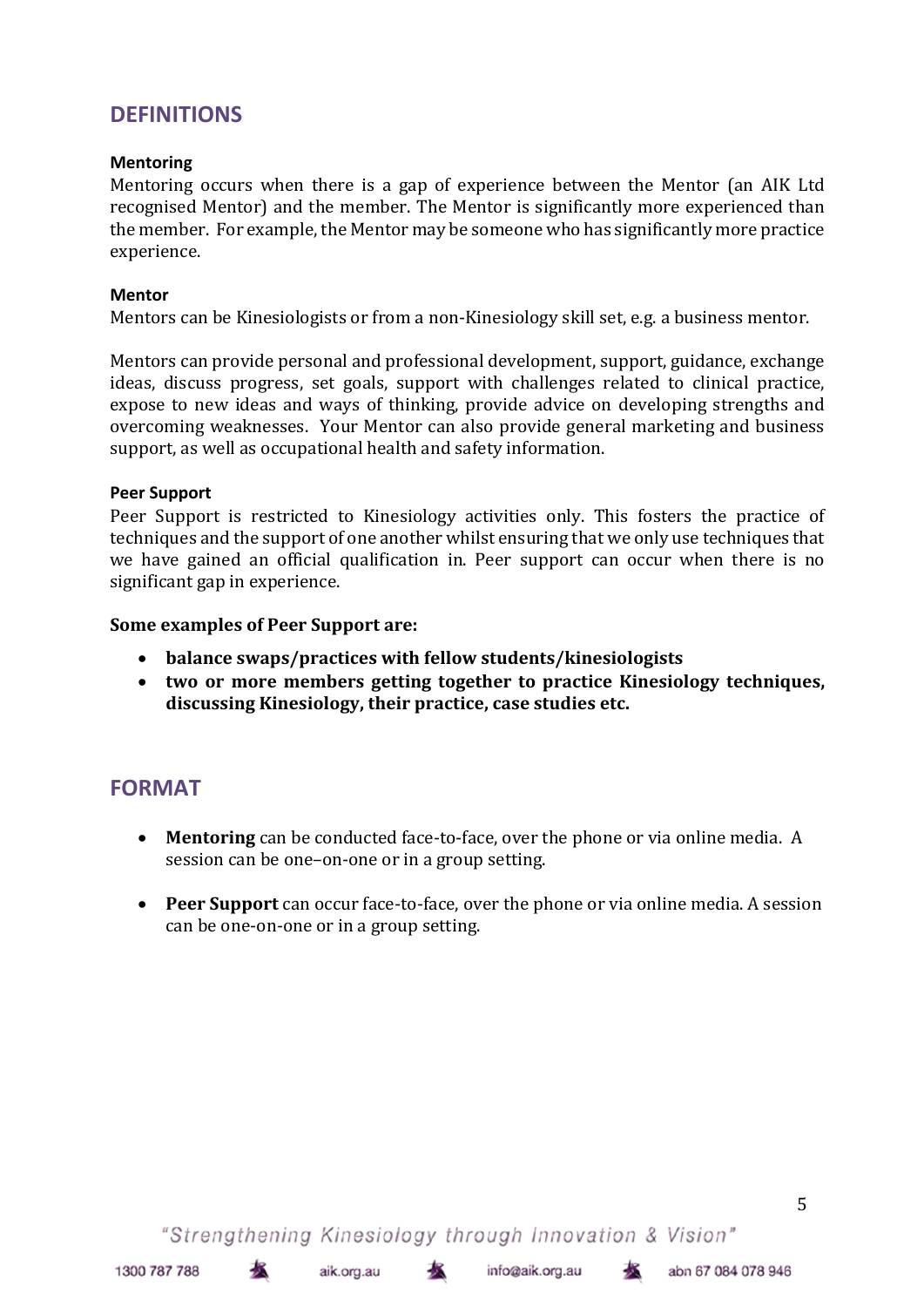## DEFINITIONS

### Mentoring

Mentoring occurs when there is a gap of experience between the Mentor (an AIK Ltd recognised Mentor) and the member. The Mentor is significantly more experienced than the member. For example, the Mentor may be someone who has significantly more practice experience.

### Mentor

Mentors can be Kinesiologists or from a non-Kinesiology skill set, e.g. a business mentor.

Mentors can provide personal and professional development, support, guidance, exchange ideas, discuss progress, set goals, support with challenges related to clinical practice, expose to new ideas and ways of thinking, provide advice on developing strengths and overcoming weaknesses. Your Mentor can also provide general marketing and business support, as well as occupational health and safety information.

### Peer Support

Peer Support is restricted to Kinesiology activities only. This fosters the practice of techniques and the support of one another whilst ensuring that we only use techniques that we have gained an official qualification in. Peer support can occur when there is no significant gap in experience.

**Some examples of Peer Support are:**

- **balance swaps/practices with fellow students/kinesiologists**
- **two or more members getting together to practice Kinesiology techniques, discussing Kinesiology, their practice, case studies etc.**

## FORMAT

- **Mentoring** can be conducted face-to-face, over the phone or via online media. A session can be one–on-one or in a group setting.

- **Peer Support** can occur face-to-face, over the phone or via online media. A session can be one-on-one or in a group setting.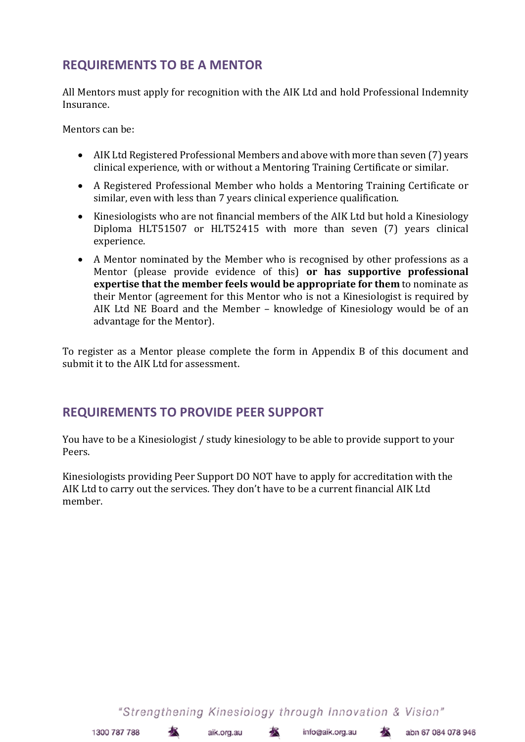## REQUIREMENTS TO BE A MENTOR

All Mentors must apply for recognition with the AIK Ltd and hold Professional Indemnity Insurance.

Mentors can be:

- AIK Ltd Registered Professional Members and above with more than seven (7) years clinical experience, with or without a Mentoring Training Certificate or similar.
- A Registered Professional Member who holds a Mentoring Training Certificate or similar, even with less than 7 years clinical experience qualification.
- Kinesiologists who are not financial members of the AIK Ltd but hold a Kinesiology Diploma HLT51507 or HLT52415 with more than seven (7) years clinical experience.
- A Mentor nominated by the Member who is recognised by other professions as a Mentor (please provide evidence of this) **or has supportive professional expertise that the member feels would be appropriate for them** to nominate as their Mentor (agreement for this Mentor who is not a Kinesiologist is required by AIK Ltd NE Board and the Member – knowledge of Kinesiology would be of an advantage for the Mentor).

To register as a Mentor please complete the form in Appendix B of this document and submit it to the AIK Ltd for assessment.

## REQUIREMENTS TO PROVIDE PEER SUPPORT

You have to be a Kinesiologist / study kinesiology to be able to provide support to your Peers.

Kinesiologists providing Peer Support DO NOT have to apply for accreditation with the AIK Ltd to carry out the services. They don't have to be a current financial AIK Ltd member.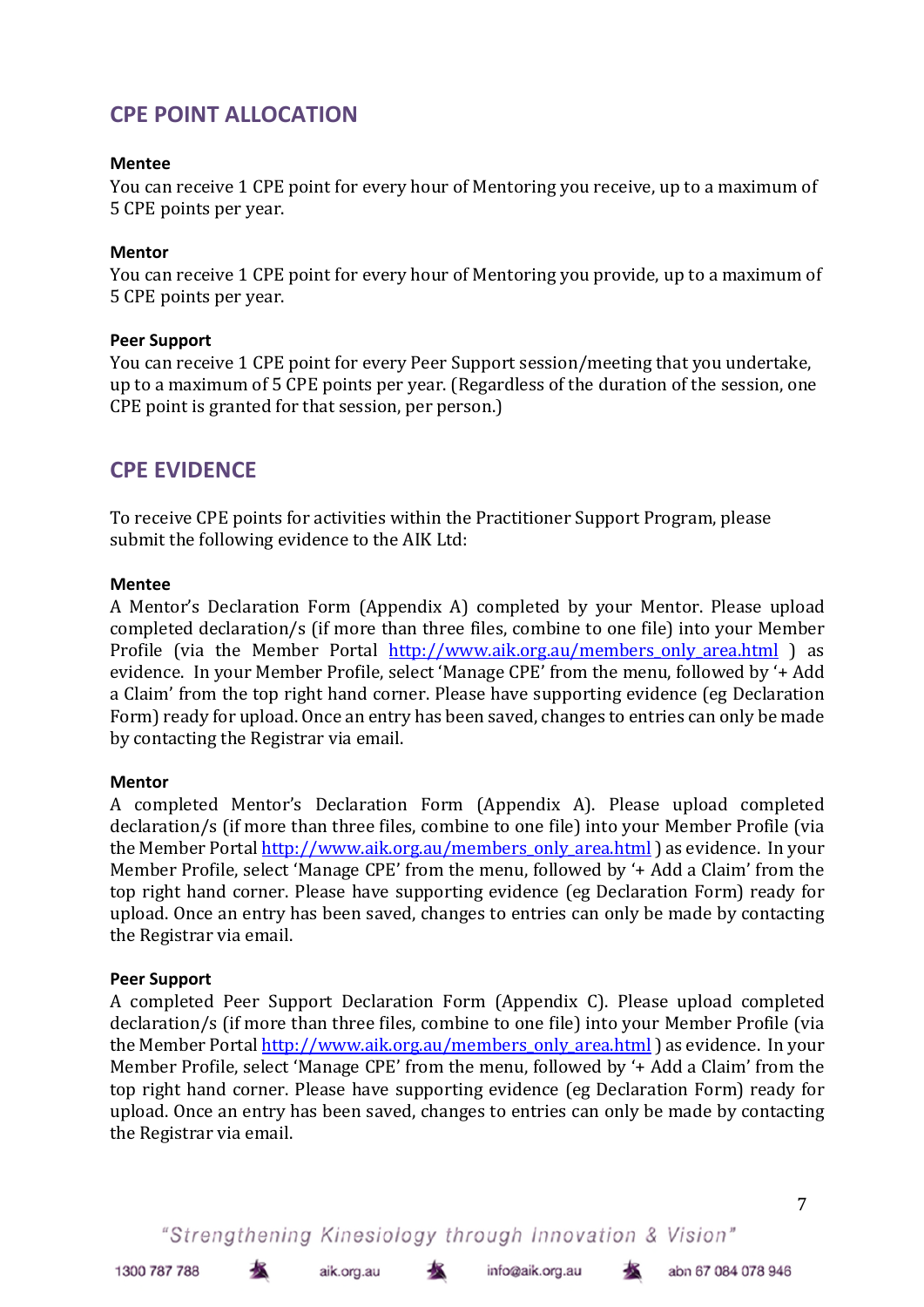## CPE POINT ALLOCATION

### Mentee

You can receive 1 CPE point for every hour of Mentoring you receive, up to a maximum of 5 CPE points per year.

### Mentor

You can receive 1 CPE point for every hour of Mentoring you provide, up to a maximum of 5 CPE points per year.

### Peer Support

You can receive 1 CPE point for every Peer Support session/meeting that you undertake, up to a maximum of 5 CPE points per year. (Regardless of the duration of the session, one CPE point is granted for that session, per person.)

## CPE EVIDENCE

To receive CPE points for activities within the Practitioner Support Program, please submit the following evidence to the AIK Ltd:

### Mentee

A Mentor's Declaration Form (Appendix A) completed by your Mentor. Please upload completed declaration/s (if more than three files, combine to one file) into your Member Profile (via the Member Portal [http://www.aik.org.au/members_only_area.html](http://www.aik.org.au/members_only_area.html) ) as evidence. In your Member Profile, select 'Manage CPE' from the menu, followed by '+ Add a Claim' from the top right hand corner. Please have supporting evidence (eg Declaration Form) ready for upload. Once an entry has been saved, changes to entries can only be made by contacting the Registrar via email.

### Mentor

A completed Mentor's Declaration Form (Appendix A). Please upload completed declaration/s (if more than three files, combine to one file) into your Member Profile (via the Member Portal [http://www.aik.org.au/members_only_area.html](http://www.aik.org.au/members_only_area.html) ) as evidence. In your Member Profile, select 'Manage CPE' from the menu, followed by '+ Add a Claim' from the top right hand corner. Please have supporting evidence (eg Declaration Form) ready for upload. Once an entry has been saved, changes to entries can only be made by contacting the Registrar via email.

### Peer Support

A completed Peer Support Declaration Form (Appendix C). Please upload completed declaration/s (if more than three files, combine to one file) into your Member Profile (via the Member Portal [http://www.aik.org.au/members_only_area.html](http://www.aik.org.au/members_only_area.html) ) as evidence. In your Member Profile, select 'Manage CPE' from the menu, followed by '+ Add a Claim' from the top right hand corner. Please have supporting evidence (eg Declaration Form) ready for upload. Once an entry has been saved, changes to entries can only be made by contacting the Registrar via email.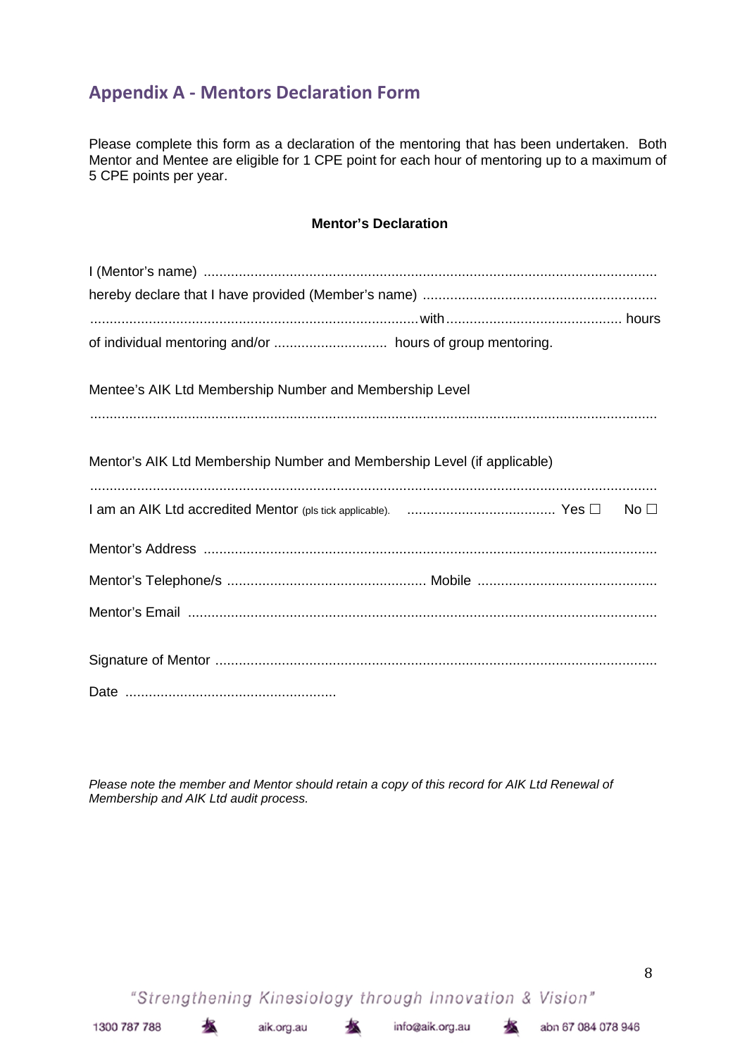## Appendix A - Mentors Declaration Form

Please complete this form as a declaration of the mentoring that has been undertaken. Both Mentor and Mentee are eligible for 1 CPE point for each hour of mentoring up to a maximum of 5 CPE points per year.

**Mentor's Declaration**

I (Mentor's name) ....................................................................................................................

hereby declare that I have provided (Member's name) ............................................................

..................................................................................... with ............................................ hours

of individual mentoring and/or ............................ hours of group mentoring.

Mentee's AIK Ltd Membership Number and Membership Level

.................................................................................................................................................

Mentor's AIK Ltd Membership Number and Membership Level (if applicable)

.................................................................................................................................................

I am an AIK Ltd accredited Mentor (pls tick applicable). ...................................... Yes ☐ No ☐

Mentor's Address ...................................................................................................................

Mentor's Telephone/s .................................................. Mobile .............................................

Mentor's Email .......................................................................................................................

Signature of Mentor ................................................................................................................

Date ......................................................

*Please note the member and Mentor should retain a copy of this record for AIK Ltd Renewal of Membership and AIK Ltd audit process.*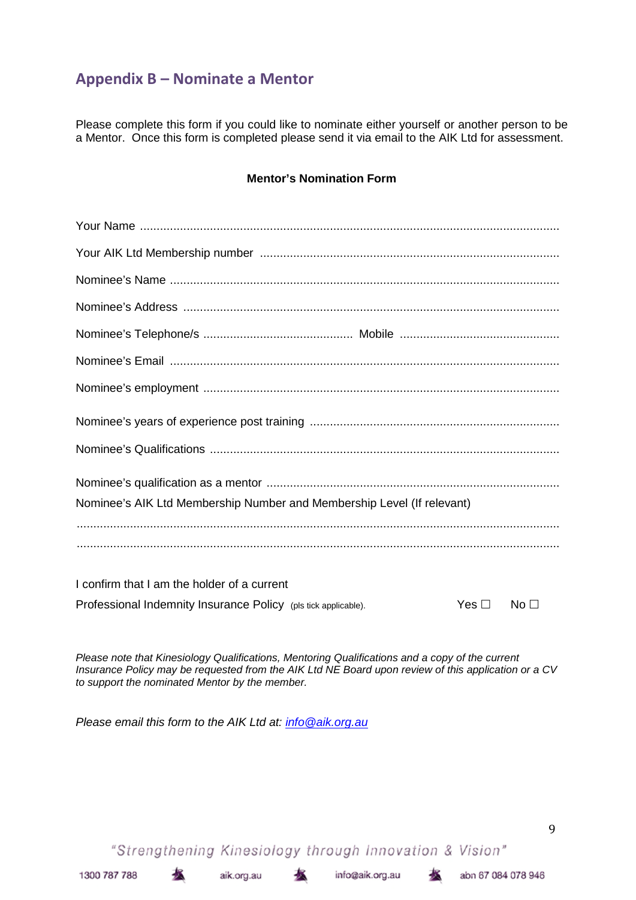## Appendix B – Nominate a Mentor

Please complete this form if you could like to nominate either yourself or another person to be a Mentor. Once this form is completed please send it via email to the AIK Ltd for assessment.

**Mentor's Nomination Form**

Your Name ..............................................................................................................................

Your AIK Ltd Membership number ..........................................................................................

Nominee's Name ......................................................................................................................

Nominee's Address ..................................................................................................................

Nominee's Telephone/s ............................................ Mobile ................................................

Nominee's Email .......................................................................................................................

Nominee's employment ...........................................................................................................

Nominee's years of experience post training ...........................................................................

Nominee's Qualifications .........................................................................................................

Nominee's qualification as a mentor .........................................................................................

Nominee's AIK Ltd Membership Number and Membership Level (If relevant)

......................................................................................................................................................

......................................................................................................................................................

I confirm that I am the holder of a current
Professional Indemnity Insurance Policy (pls tick applicable). Yes ☐ No ☐

*Please note that Kinesiology Qualifications, Mentoring Qualifications and a copy of the current Insurance Policy may be requested from the AIK Ltd NE Board upon review of this application or a CV to support the nominated Mentor by the member.*

*Please email this form to the AIK Ltd at: info@aik.org.au*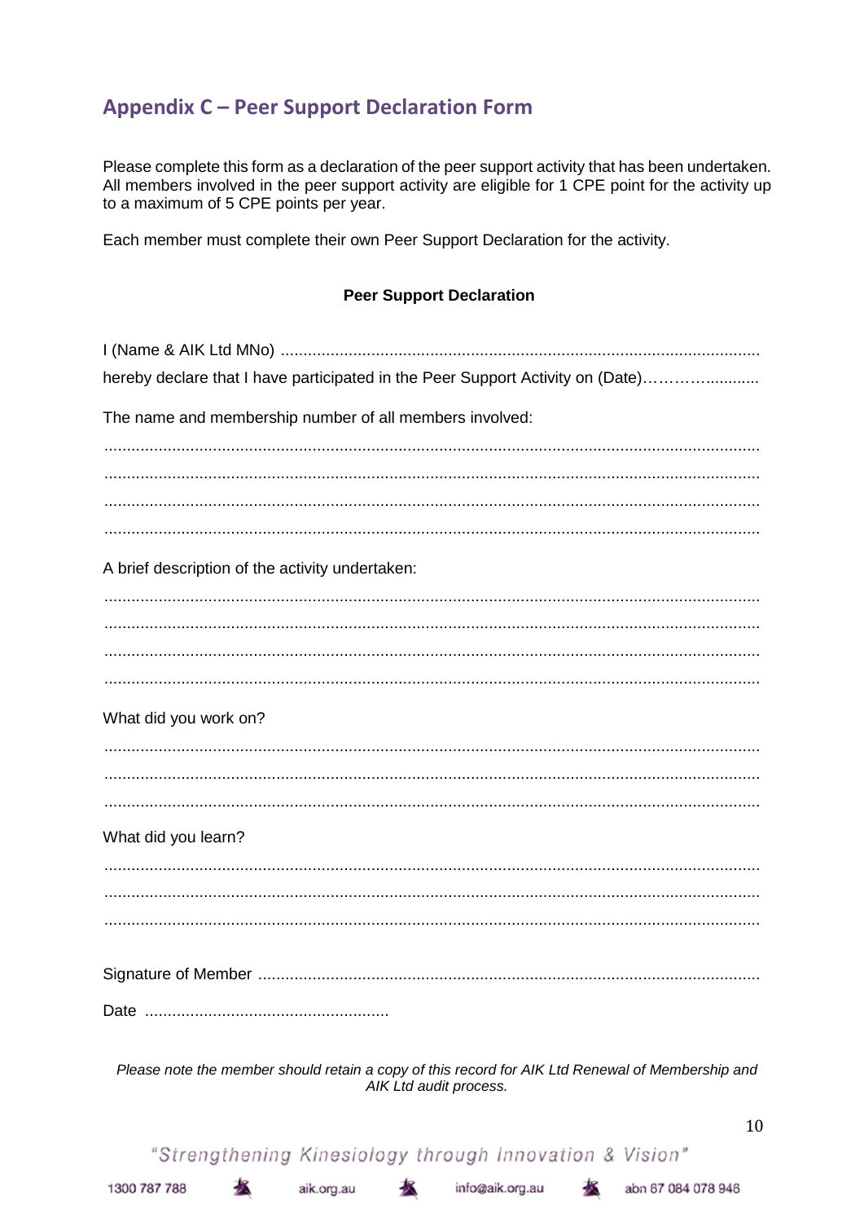## Appendix C – Peer Support Declaration Form

Please complete this form as a declaration of the peer support activity that has been undertaken. All members involved in the peer support activity are eligible for 1 CPE point for the activity up to a maximum of 5 CPE points per year.

Each member must complete their own Peer Support Declaration for the activity.

**Peer Support Declaration**

I (Name & AIK Ltd MNo) ......................................................................................................... hereby declare that I have participated in the Peer Support Activity on (Date)………….............

The name and membership number of all members involved:

................................................................................................................................................
................................................................................................................................................
................................................................................................................................................
................................................................................................................................................

A brief description of the activity undertaken:

................................................................................................................................................
................................................................................................................................................
................................................................................................................................................
................................................................................................................................................

What did you work on?

................................................................................................................................................
................................................................................................................................................
................................................................................................................................................

What did you learn?

................................................................................................................................................
................................................................................................................................................
................................................................................................................................................

Signature of Member ..............................................................................................................

Date ......................................................

*Please note the member should retain a copy of this record for AIK Ltd Renewal of Membership and AIK Ltd audit process.*

"Strengthening Kinesiology through Innovation & Vision"

1300 787 788 aik.org.au info@aik.org.au abn 67 084 078 946